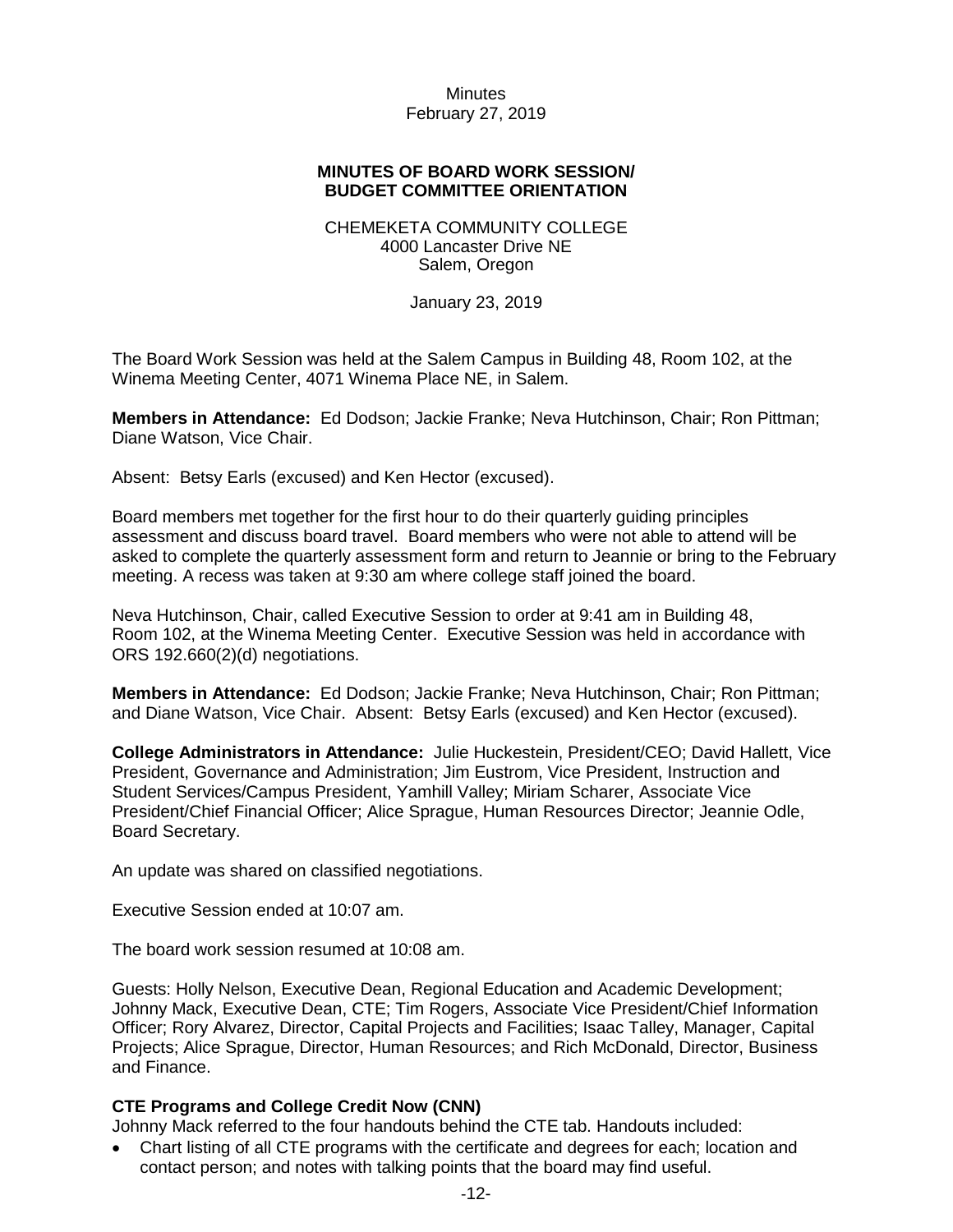Minutes
February 27, 2019

**MINUTES OF BOARD WORK SESSION/
BUDGET COMMITTEE ORIENTATION**

CHEMEKETA COMMUNITY COLLEGE
4000 Lancaster Drive NE
Salem, Oregon

January 23, 2019

The Board Work Session was held at the Salem Campus in Building 48, Room 102, at the Winema Meeting Center, 4071 Winema Place NE, in Salem.

**Members in Attendance:** Ed Dodson; Jackie Franke; Neva Hutchinson, Chair; Ron Pittman; Diane Watson, Vice Chair.

Absent: Betsy Earls (excused) and Ken Hector (excused).

Board members met together for the first hour to do their quarterly guiding principles assessment and discuss board travel. Board members who were not able to attend will be asked to complete the quarterly assessment form and return to Jeannie or bring to the February meeting. A recess was taken at 9:30 am where college staff joined the board.

Neva Hutchinson, Chair, called Executive Session to order at 9:41 am in Building 48, Room 102, at the Winema Meeting Center. Executive Session was held in accordance with ORS 192.660(2)(d) negotiations.

**Members in Attendance:** Ed Dodson; Jackie Franke; Neva Hutchinson, Chair; Ron Pittman; and Diane Watson, Vice Chair. Absent: Betsy Earls (excused) and Ken Hector (excused).

**College Administrators in Attendance:** Julie Huckestein, President/CEO; David Hallett, Vice President, Governance and Administration; Jim Eustrom, Vice President, Instruction and Student Services/Campus President, Yamhill Valley; Miriam Scharer, Associate Vice President/Chief Financial Officer; Alice Sprague, Human Resources Director; Jeannie Odle, Board Secretary.

An update was shared on classified negotiations.

Executive Session ended at 10:07 am.

The board work session resumed at 10:08 am.

Guests: Holly Nelson, Executive Dean, Regional Education and Academic Development; Johnny Mack, Executive Dean, CTE; Tim Rogers, Associate Vice President/Chief Information Officer; Rory Alvarez, Director, Capital Projects and Facilities; Isaac Talley, Manager, Capital Projects; Alice Sprague, Director, Human Resources; and Rich McDonald, Director, Business and Finance.

**CTE Programs and College Credit Now (CNN)**

Johnny Mack referred to the four handouts behind the CTE tab. Handouts included:

- Chart listing of all CTE programs with the certificate and degrees for each; location and contact person; and notes with talking points that the board may find useful.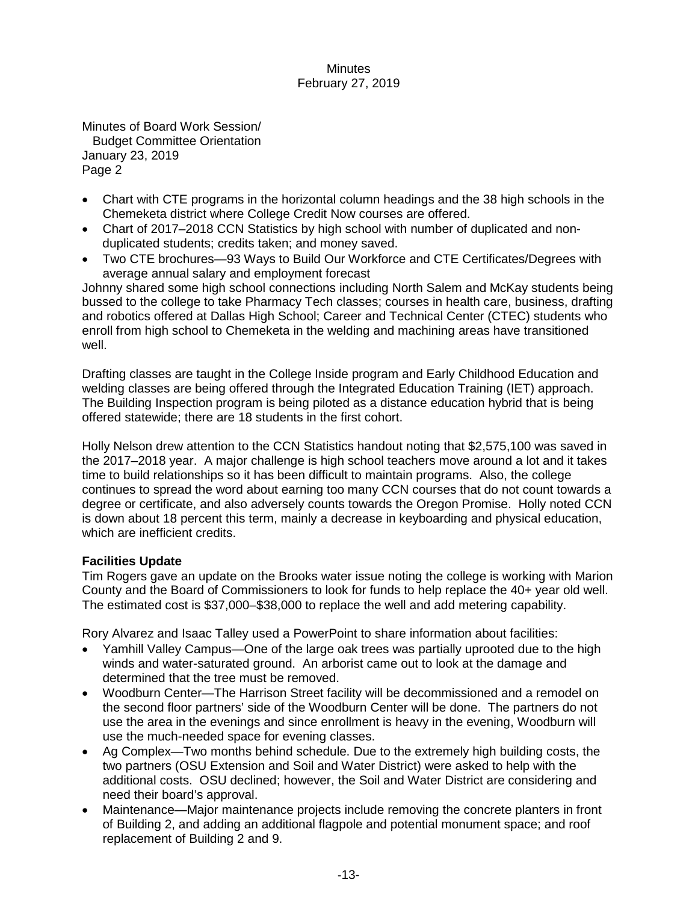Minutes of Board Work Session/
Budget Committee Orientation
January 23, 2019
Page 2

- Chart with CTE programs in the horizontal column headings and the 38 high schools in the Chemeketa district where College Credit Now courses are offered.
- Chart of 2017–2018 CCN Statistics by high school with number of duplicated and non-duplicated students; credits taken; and money saved.
- Two CTE brochures—93 Ways to Build Our Workforce and CTE Certificates/Degrees with average annual salary and employment forecast

Johnny shared some high school connections including North Salem and McKay students being bussed to the college to take Pharmacy Tech classes; courses in health care, business, drafting and robotics offered at Dallas High School; Career and Technical Center (CTEC) students who enroll from high school to Chemeketa in the welding and machining areas have transitioned well.

Drafting classes are taught in the College Inside program and Early Childhood Education and welding classes are being offered through the Integrated Education Training (IET) approach. The Building Inspection program is being piloted as a distance education hybrid that is being offered statewide; there are 18 students in the first cohort.

Holly Nelson drew attention to the CCN Statistics handout noting that $2,575,100 was saved in the 2017–2018 year. A major challenge is high school teachers move around a lot and it takes time to build relationships so it has been difficult to maintain programs. Also, the college continues to spread the word about earning too many CCN courses that do not count towards a degree or certificate, and also adversely counts towards the Oregon Promise. Holly noted CCN is down about 18 percent this term, mainly a decrease in keyboarding and physical education, which are inefficient credits.

**Facilities Update**

Tim Rogers gave an update on the Brooks water issue noting the college is working with Marion County and the Board of Commissioners to look for funds to help replace the 40+ year old well. The estimated cost is $37,000–$38,000 to replace the well and add metering capability.

Rory Alvarez and Isaac Talley used a PowerPoint to share information about facilities:

- Yamhill Valley Campus—One of the large oak trees was partially uprooted due to the high winds and water-saturated ground. An arborist came out to look at the damage and determined that the tree must be removed.
- Woodburn Center—The Harrison Street facility will be decommissioned and a remodel on the second floor partners' side of the Woodburn Center will be done. The partners do not use the area in the evenings and since enrollment is heavy in the evening, Woodburn will use the much-needed space for evening classes.
- Ag Complex—Two months behind schedule. Due to the extremely high building costs, the two partners (OSU Extension and Soil and Water District) were asked to help with the additional costs. OSU declined; however, the Soil and Water District are considering and need their board's approval.
- Maintenance—Major maintenance projects include removing the concrete planters in front of Building 2, and adding an additional flagpole and potential monument space; and roof replacement of Building 2 and 9.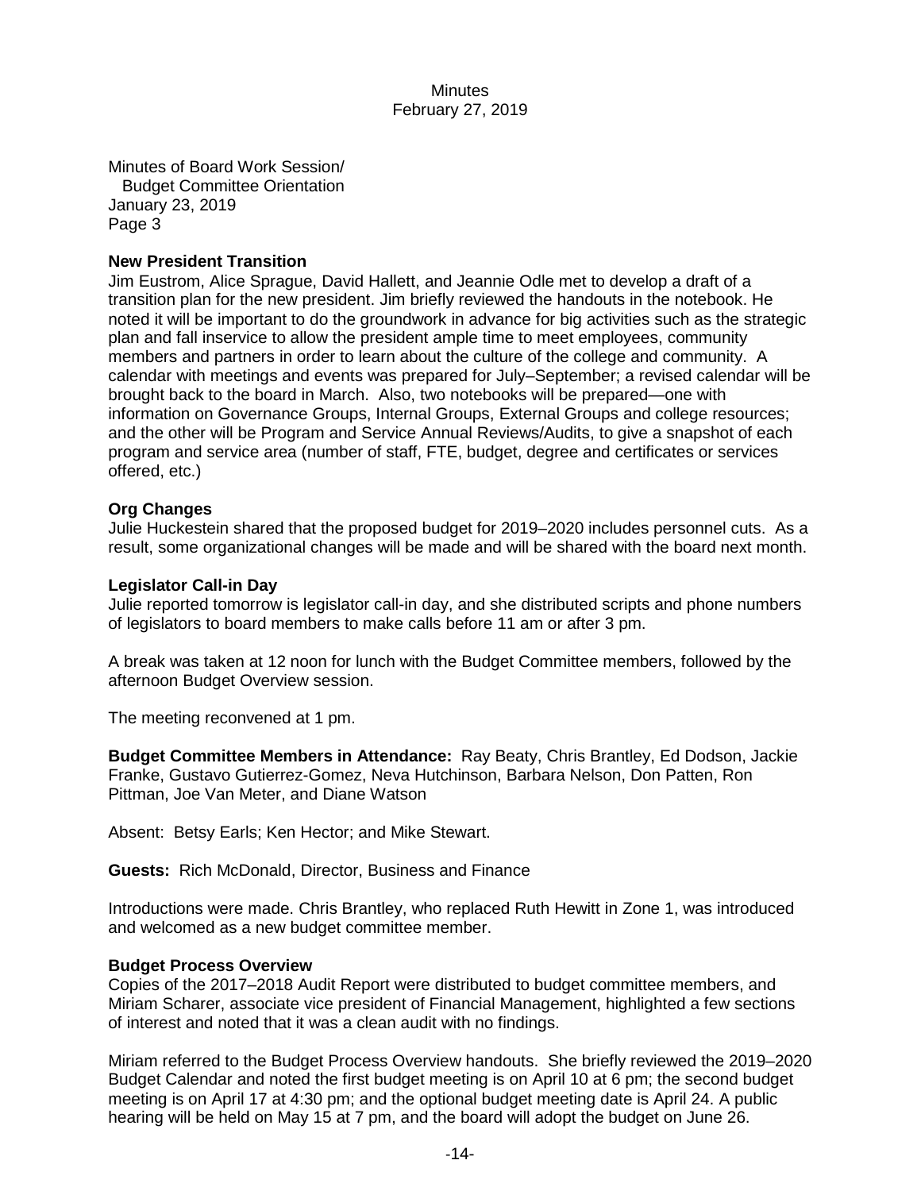Minutes of Board Work Session/
Budget Committee Orientation
January 23, 2019
Page 3

**New President Transition**
Jim Eustrom, Alice Sprague, David Hallett, and Jeannie Odle met to develop a draft of a transition plan for the new president. Jim briefly reviewed the handouts in the notebook. He noted it will be important to do the groundwork in advance for big activities such as the strategic plan and fall inservice to allow the president ample time to meet employees, community members and partners in order to learn about the culture of the college and community. A calendar with meetings and events was prepared for July–September; a revised calendar will be brought back to the board in March. Also, two notebooks will be prepared—one with information on Governance Groups, Internal Groups, External Groups and college resources; and the other will be Program and Service Annual Reviews/Audits, to give a snapshot of each program and service area (number of staff, FTE, budget, degree and certificates or services offered, etc.)

**Org Changes**
Julie Huckestein shared that the proposed budget for 2019–2020 includes personnel cuts. As a result, some organizational changes will be made and will be shared with the board next month.

**Legislator Call-in Day**
Julie reported tomorrow is legislator call-in day, and she distributed scripts and phone numbers of legislators to board members to make calls before 11 am or after 3 pm.

A break was taken at 12 noon for lunch with the Budget Committee members, followed by the afternoon Budget Overview session.

The meeting reconvened at 1 pm.

**Budget Committee Members in Attendance:** Ray Beaty, Chris Brantley, Ed Dodson, Jackie Franke, Gustavo Gutierrez-Gomez, Neva Hutchinson, Barbara Nelson, Don Patten, Ron Pittman, Joe Van Meter, and Diane Watson

Absent: Betsy Earls; Ken Hector; and Mike Stewart.

**Guests:** Rich McDonald, Director, Business and Finance

Introductions were made. Chris Brantley, who replaced Ruth Hewitt in Zone 1, was introduced and welcomed as a new budget committee member.

**Budget Process Overview**
Copies of the 2017–2018 Audit Report were distributed to budget committee members, and Miriam Scharer, associate vice president of Financial Management, highlighted a few sections of interest and noted that it was a clean audit with no findings.

Miriam referred to the Budget Process Overview handouts. She briefly reviewed the 2019–2020 Budget Calendar and noted the first budget meeting is on April 10 at 6 pm; the second budget meeting is on April 17 at 4:30 pm; and the optional budget meeting date is April 24. A public hearing will be held on May 15 at 7 pm, and the board will adopt the budget on June 26.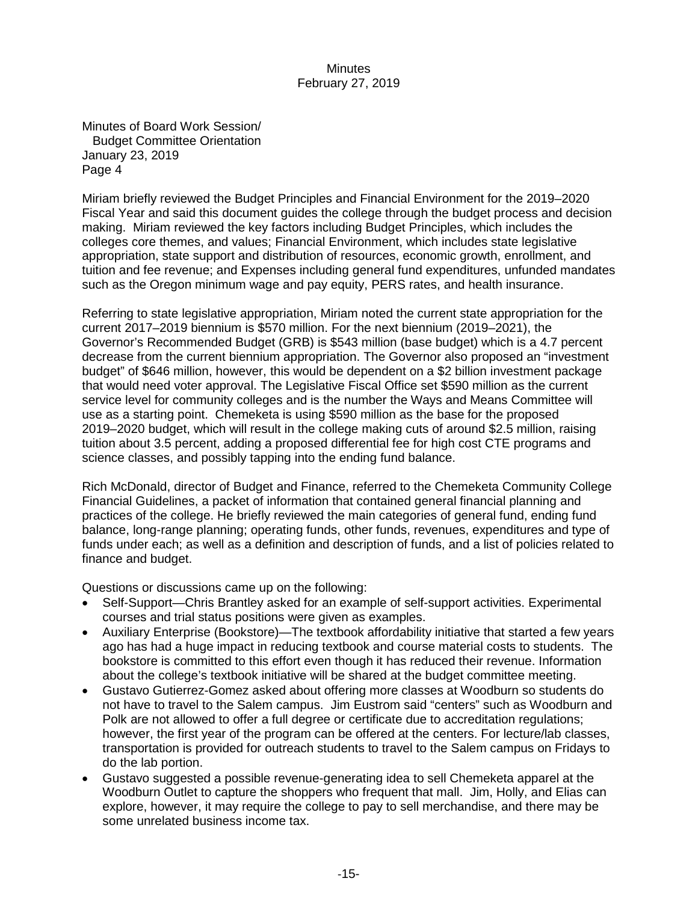Minutes of Board Work Session/
Budget Committee Orientation
January 23, 2019

Miriam briefly reviewed the Budget Principles and Financial Environment for the 2019–2020 Fiscal Year and said this document guides the college through the budget process and decision making. Miriam reviewed the key factors including Budget Principles, which includes the colleges core themes, and values; Financial Environment, which includes state legislative appropriation, state support and distribution of resources, economic growth, enrollment, and tuition and fee revenue; and Expenses including general fund expenditures, unfunded mandates such as the Oregon minimum wage and pay equity, PERS rates, and health insurance.

Referring to state legislative appropriation, Miriam noted the current state appropriation for the current 2017–2019 biennium is $570 million. For the next biennium (2019–2021), the Governor's Recommended Budget (GRB) is $543 million (base budget) which is a 4.7 percent decrease from the current biennium appropriation. The Governor also proposed an "investment budget" of $646 million, however, this would be dependent on a $2 billion investment package that would need voter approval. The Legislative Fiscal Office set $590 million as the current service level for community colleges and is the number the Ways and Means Committee will use as a starting point. Chemeketa is using $590 million as the base for the proposed 2019–2020 budget, which will result in the college making cuts of around $2.5 million, raising tuition about 3.5 percent, adding a proposed differential fee for high cost CTE programs and science classes, and possibly tapping into the ending fund balance.

Rich McDonald, director of Budget and Finance, referred to the Chemeketa Community College Financial Guidelines, a packet of information that contained general financial planning and practices of the college. He briefly reviewed the main categories of general fund, ending fund balance, long-range planning; operating funds, other funds, revenues, expenditures and type of funds under each; as well as a definition and description of funds, and a list of policies related to finance and budget.

Questions or discussions came up on the following:

- Self-Support—Chris Brantley asked for an example of self-support activities. Experimental courses and trial status positions were given as examples.
- Auxiliary Enterprise (Bookstore)—The textbook affordability initiative that started a few years ago has had a huge impact in reducing textbook and course material costs to students. The bookstore is committed to this effort even though it has reduced their revenue. Information about the college's textbook initiative will be shared at the budget committee meeting.
- Gustavo Gutierrez-Gomez asked about offering more classes at Woodburn so students do not have to travel to the Salem campus. Jim Eustrom said "centers" such as Woodburn and Polk are not allowed to offer a full degree or certificate due to accreditation regulations; however, the first year of the program can be offered at the centers. For lecture/lab classes, transportation is provided for outreach students to travel to the Salem campus on Fridays to do the lab portion.
- Gustavo suggested a possible revenue-generating idea to sell Chemeketa apparel at the Woodburn Outlet to capture the shoppers who frequent that mall. Jim, Holly, and Elias can explore, however, it may require the college to pay to sell merchandise, and there may be some unrelated business income tax.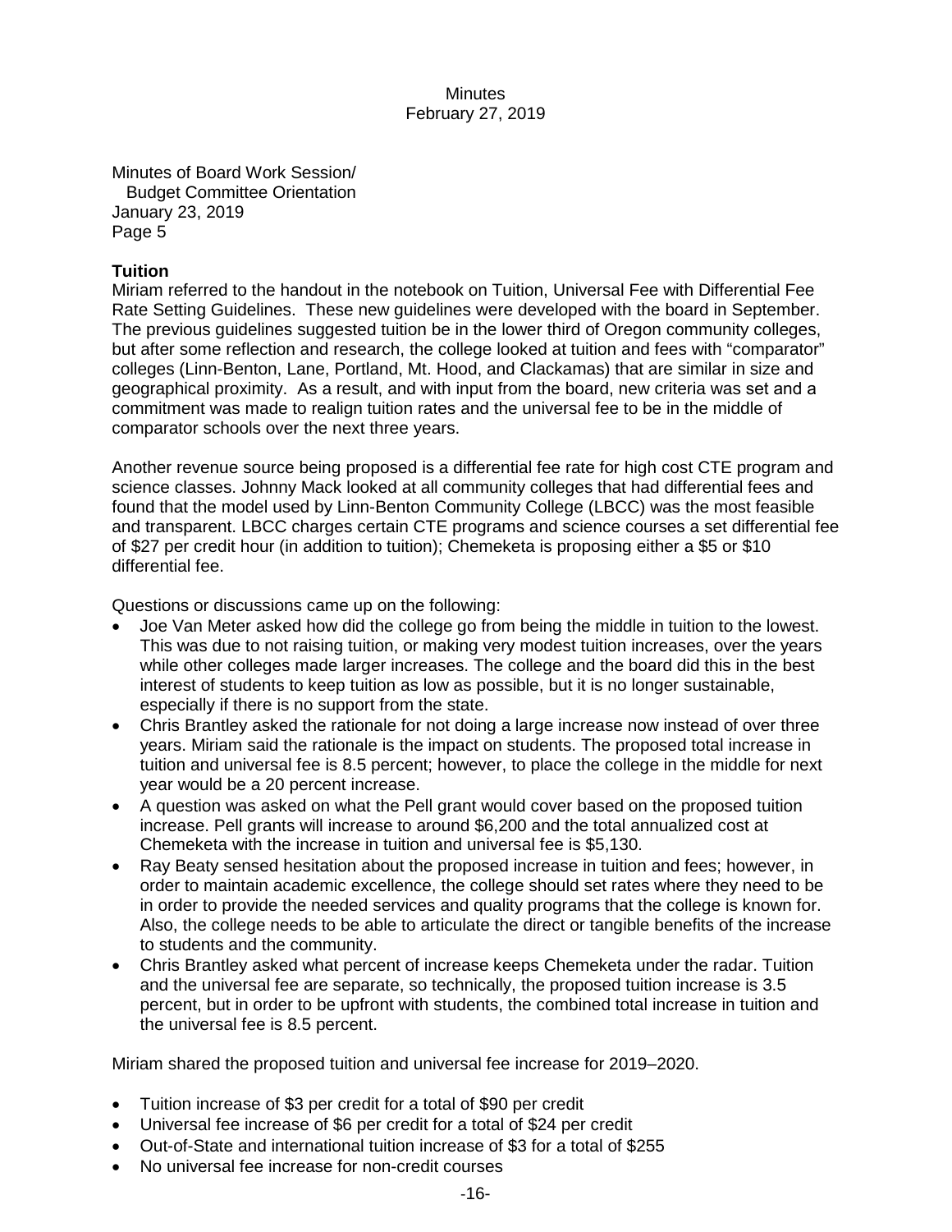Minutes of Board Work Session/
Budget Committee Orientation
January 23, 2019
Page 5

**Tuition**

Miriam referred to the handout in the notebook on Tuition, Universal Fee with Differential Fee Rate Setting Guidelines. These new guidelines were developed with the board in September. The previous guidelines suggested tuition be in the lower third of Oregon community colleges, but after some reflection and research, the college looked at tuition and fees with "comparator" colleges (Linn-Benton, Lane, Portland, Mt. Hood, and Clackamas) that are similar in size and geographical proximity. As a result, and with input from the board, new criteria was set and a commitment was made to realign tuition rates and the universal fee to be in the middle of comparator schools over the next three years.

Another revenue source being proposed is a differential fee rate for high cost CTE program and science classes. Johnny Mack looked at all community colleges that had differential fees and found that the model used by Linn-Benton Community College (LBCC) was the most feasible and transparent. LBCC charges certain CTE programs and science courses a set differential fee of $27 per credit hour (in addition to tuition); Chemeketa is proposing either a $5 or $10 differential fee.

Questions or discussions came up on the following:

- Joe Van Meter asked how did the college go from being the middle in tuition to the lowest. This was due to not raising tuition, or making very modest tuition increases, over the years while other colleges made larger increases. The college and the board did this in the best interest of students to keep tuition as low as possible, but it is no longer sustainable, especially if there is no support from the state.
- Chris Brantley asked the rationale for not doing a large increase now instead of over three years. Miriam said the rationale is the impact on students. The proposed total increase in tuition and universal fee is 8.5 percent; however, to place the college in the middle for next year would be a 20 percent increase.
- A question was asked on what the Pell grant would cover based on the proposed tuition increase. Pell grants will increase to around $6,200 and the total annualized cost at Chemeketa with the increase in tuition and universal fee is $5,130.
- Ray Beaty sensed hesitation about the proposed increase in tuition and fees; however, in order to maintain academic excellence, the college should set rates where they need to be in order to provide the needed services and quality programs that the college is known for. Also, the college needs to be able to articulate the direct or tangible benefits of the increase to students and the community.
- Chris Brantley asked what percent of increase keeps Chemeketa under the radar. Tuition and the universal fee are separate, so technically, the proposed tuition increase is 3.5 percent, but in order to be upfront with students, the combined total increase in tuition and the universal fee is 8.5 percent.

Miriam shared the proposed tuition and universal fee increase for 2019–2020.

- Tuition increase of $3 per credit for a total of $90 per credit
- Universal fee increase of $6 per credit for a total of $24 per credit
- Out-of-State and international tuition increase of $3 for a total of $255
- No universal fee increase for non-credit courses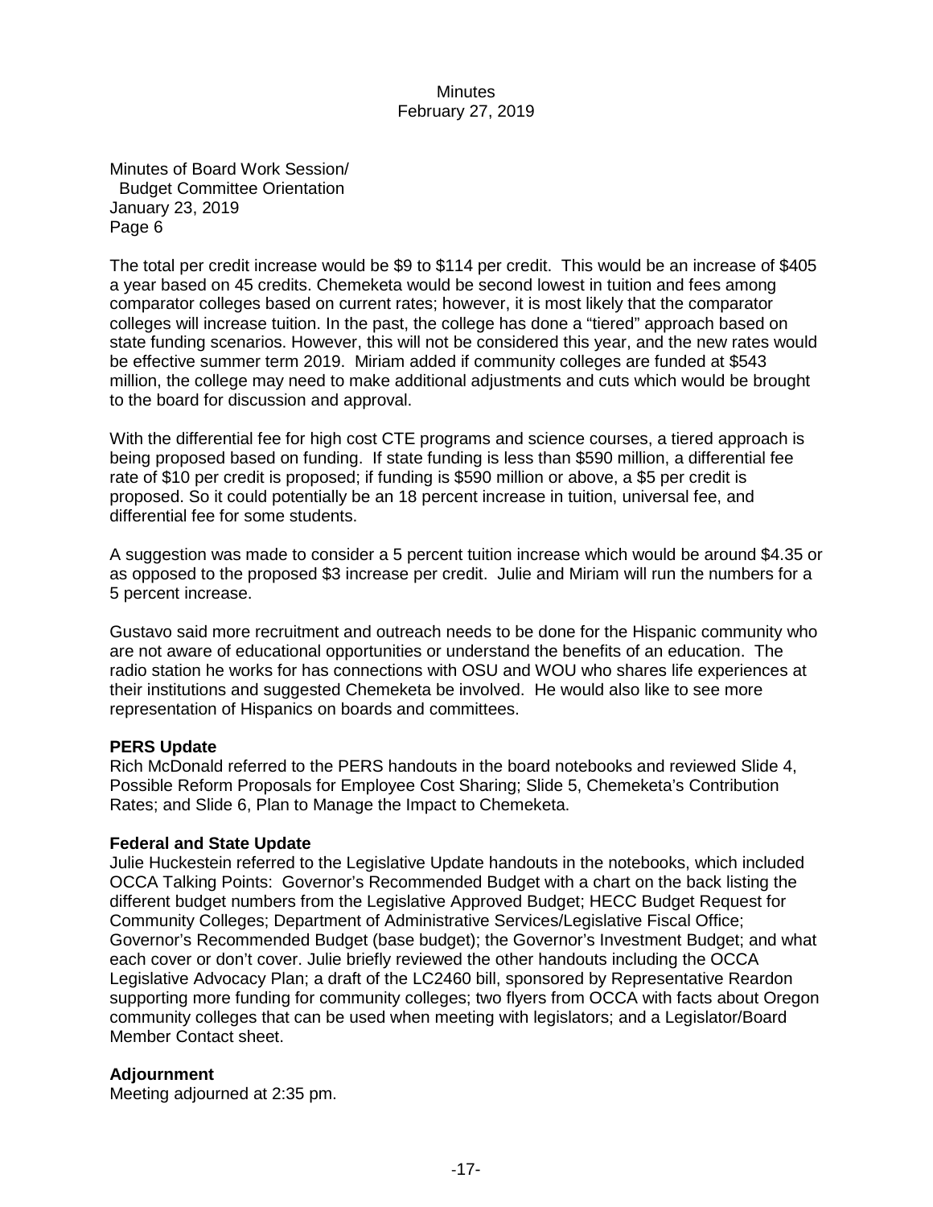Minutes of Board Work Session/
Budget Committee Orientation
January 23, 2019
Page 6

The total per credit increase would be $9 to $114 per credit. This would be an increase of $405 a year based on 45 credits. Chemeketa would be second lowest in tuition and fees among comparator colleges based on current rates; however, it is most likely that the comparator colleges will increase tuition. In the past, the college has done a "tiered" approach based on state funding scenarios. However, this will not be considered this year, and the new rates would be effective summer term 2019. Miriam added if community colleges are funded at $543 million, the college may need to make additional adjustments and cuts which would be brought to the board for discussion and approval.

With the differential fee for high cost CTE programs and science courses, a tiered approach is being proposed based on funding. If state funding is less than $590 million, a differential fee rate of $10 per credit is proposed; if funding is $590 million or above, a $5 per credit is proposed. So it could potentially be an 18 percent increase in tuition, universal fee, and differential fee for some students.

A suggestion was made to consider a 5 percent tuition increase which would be around $4.35 or as opposed to the proposed $3 increase per credit. Julie and Miriam will run the numbers for a 5 percent increase.

Gustavo said more recruitment and outreach needs to be done for the Hispanic community who are not aware of educational opportunities or understand the benefits of an education. The radio station he works for has connections with OSU and WOU who shares life experiences at their institutions and suggested Chemeketa be involved. He would also like to see more representation of Hispanics on boards and committees.

**PERS Update**
Rich McDonald referred to the PERS handouts in the board notebooks and reviewed Slide 4, Possible Reform Proposals for Employee Cost Sharing; Slide 5, Chemeketa's Contribution Rates; and Slide 6, Plan to Manage the Impact to Chemeketa.

**Federal and State Update**
Julie Huckestein referred to the Legislative Update handouts in the notebooks, which included OCCA Talking Points: Governor's Recommended Budget with a chart on the back listing the different budget numbers from the Legislative Approved Budget; HECC Budget Request for Community Colleges; Department of Administrative Services/Legislative Fiscal Office; Governor's Recommended Budget (base budget); the Governor's Investment Budget; and what each cover or don't cover. Julie briefly reviewed the other handouts including the OCCA Legislative Advocacy Plan; a draft of the LC2460 bill, sponsored by Representative Reardon supporting more funding for community colleges; two flyers from OCCA with facts about Oregon community colleges that can be used when meeting with legislators; and a Legislator/Board Member Contact sheet.

**Adjournment**
Meeting adjourned at 2:35 pm.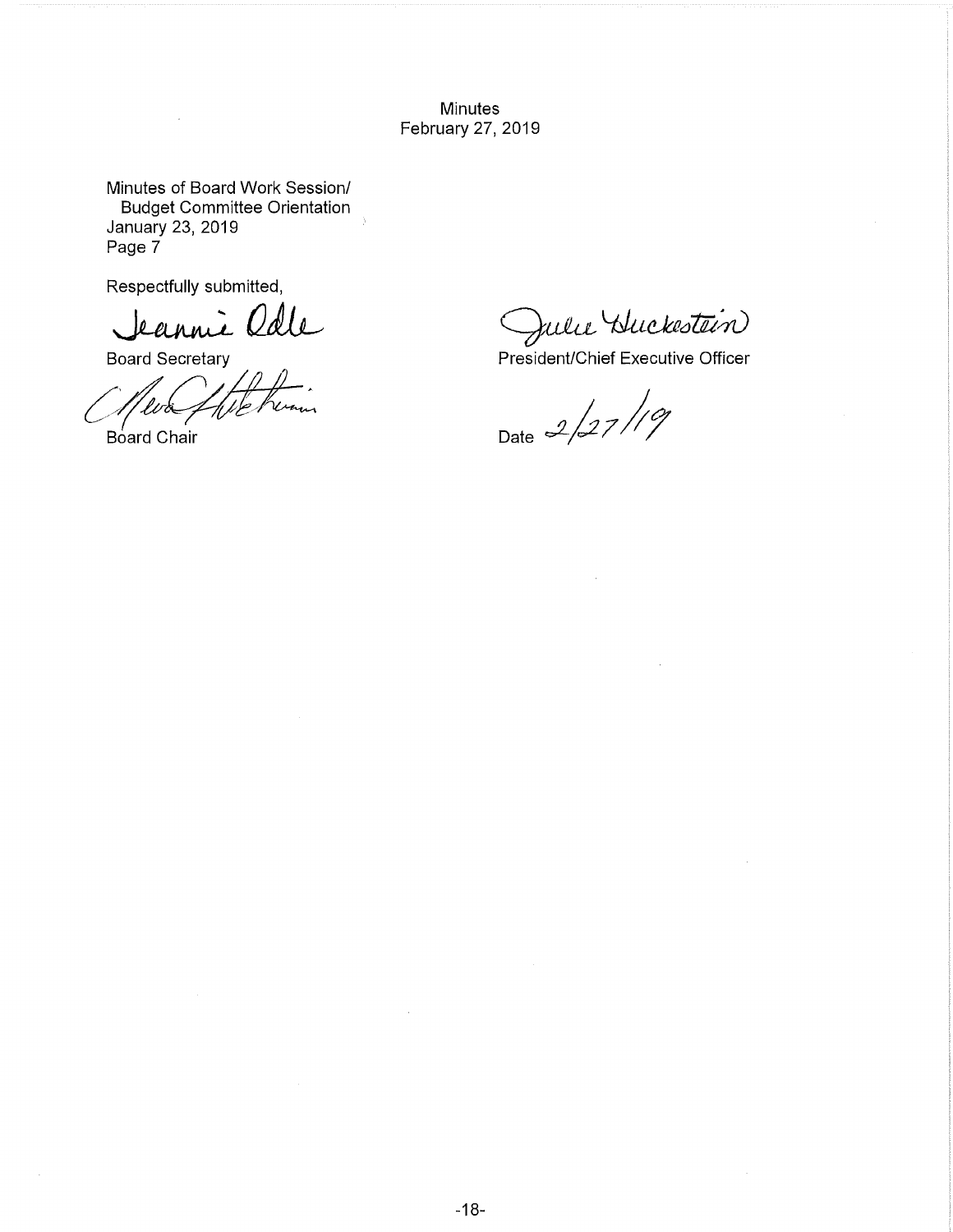Minutes
February 27, 2019

Minutes of Board Work Session/
Budget Committee Orientation
January 23, 2019
Page 7

Respectfully submitted,

Jeannie Odle

Board Secretary

Board Chair

Julie Huckestein

President/Chief Executive Officer

Date 2/27/19